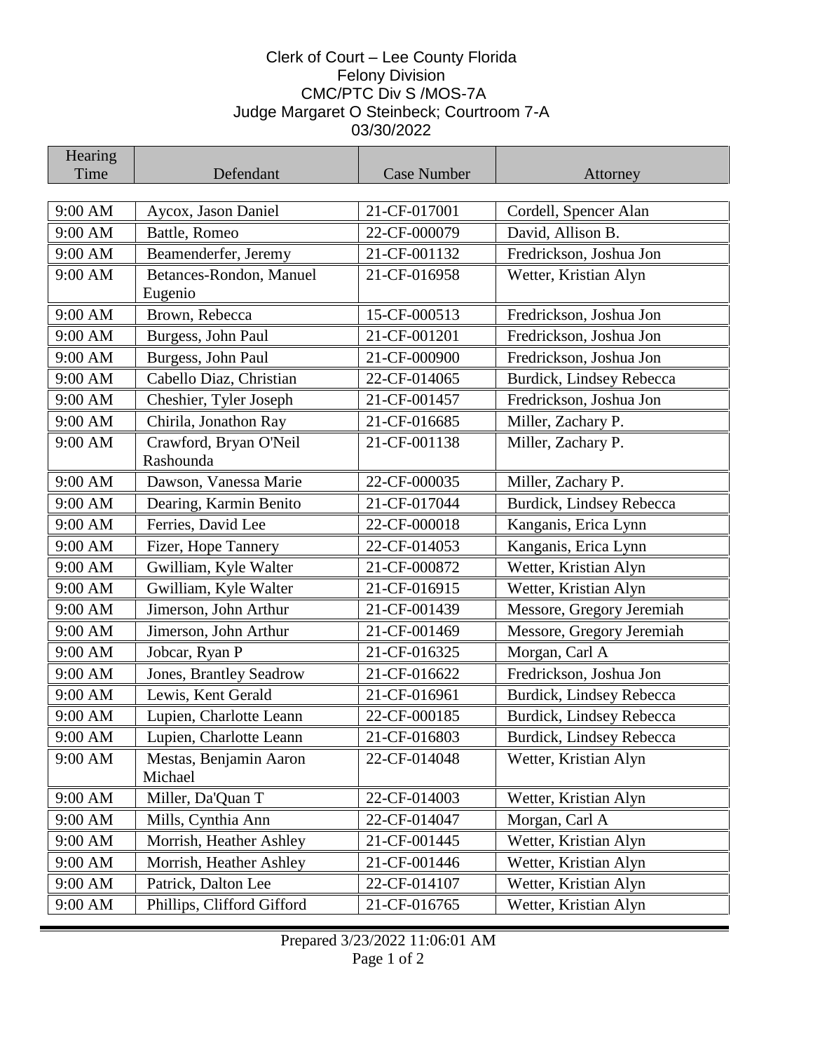Clerk of Court – Lee County Florida
Felony Division
CMC/PTC Div S /MOS-7A
Judge Margaret O Steinbeck; Courtroom 7-A
03/30/2022

| Hearing Time | Defendant | Case Number | Attorney |
|---|---|---|---|
| 9:00 AM | Aycox, Jason Daniel | 21-CF-017001 | Cordell, Spencer Alan |
| 9:00 AM | Battle, Romeo | 22-CF-000079 | David, Allison B. |
| 9:00 AM | Beamenderfer, Jeremy | 21-CF-001132 | Fredrickson, Joshua Jon |
| 9:00 AM | Betances-Rondon, Manuel Eugenio | 21-CF-016958 | Wetter, Kristian Alyn |
| 9:00 AM | Brown, Rebecca | 15-CF-000513 | Fredrickson, Joshua Jon |
| 9:00 AM | Burgess, John Paul | 21-CF-001201 | Fredrickson, Joshua Jon |
| 9:00 AM | Burgess, John Paul | 21-CF-000900 | Fredrickson, Joshua Jon |
| 9:00 AM | Cabello Diaz, Christian | 22-CF-014065 | Burdick, Lindsey Rebecca |
| 9:00 AM | Cheshier, Tyler Joseph | 21-CF-001457 | Fredrickson, Joshua Jon |
| 9:00 AM | Chirila, Jonathon Ray | 21-CF-016685 | Miller, Zachary P. |
| 9:00 AM | Crawford, Bryan O'Neil Rashounda | 21-CF-001138 | Miller, Zachary P. |
| 9:00 AM | Dawson, Vanessa Marie | 22-CF-000035 | Miller, Zachary P. |
| 9:00 AM | Dearing, Karmin Benito | 21-CF-017044 | Burdick, Lindsey Rebecca |
| 9:00 AM | Ferries, David Lee | 22-CF-000018 | Kanganis, Erica Lynn |
| 9:00 AM | Fizer, Hope Tannery | 22-CF-014053 | Kanganis, Erica Lynn |
| 9:00 AM | Gwilliam, Kyle Walter | 21-CF-000872 | Wetter, Kristian Alyn |
| 9:00 AM | Gwilliam, Kyle Walter | 21-CF-016915 | Wetter, Kristian Alyn |
| 9:00 AM | Jimerson, John Arthur | 21-CF-001439 | Messore, Gregory Jeremiah |
| 9:00 AM | Jimerson, John Arthur | 21-CF-001469 | Messore, Gregory Jeremiah |
| 9:00 AM | Jobcar, Ryan P | 21-CF-016325 | Morgan, Carl A |
| 9:00 AM | Jones, Brantley Seadrow | 21-CF-016622 | Fredrickson, Joshua Jon |
| 9:00 AM | Lewis, Kent Gerald | 21-CF-016961 | Burdick, Lindsey Rebecca |
| 9:00 AM | Lupien, Charlotte Leann | 22-CF-000185 | Burdick, Lindsey Rebecca |
| 9:00 AM | Lupien, Charlotte Leann | 21-CF-016803 | Burdick, Lindsey Rebecca |
| 9:00 AM | Mestas, Benjamin Aaron Michael | 22-CF-014048 | Wetter, Kristian Alyn |
| 9:00 AM | Miller, Da'Quan T | 22-CF-014003 | Wetter, Kristian Alyn |
| 9:00 AM | Mills, Cynthia Ann | 22-CF-014047 | Morgan, Carl A |
| 9:00 AM | Morrish, Heather Ashley | 21-CF-001445 | Wetter, Kristian Alyn |
| 9:00 AM | Morrish, Heather Ashley | 21-CF-001446 | Wetter, Kristian Alyn |
| 9:00 AM | Patrick, Dalton Lee | 22-CF-014107 | Wetter, Kristian Alyn |
| 9:00 AM | Phillips, Clifford Gifford | 21-CF-016765 | Wetter, Kristian Alyn |

Prepared 3/23/2022 11:06:01 AM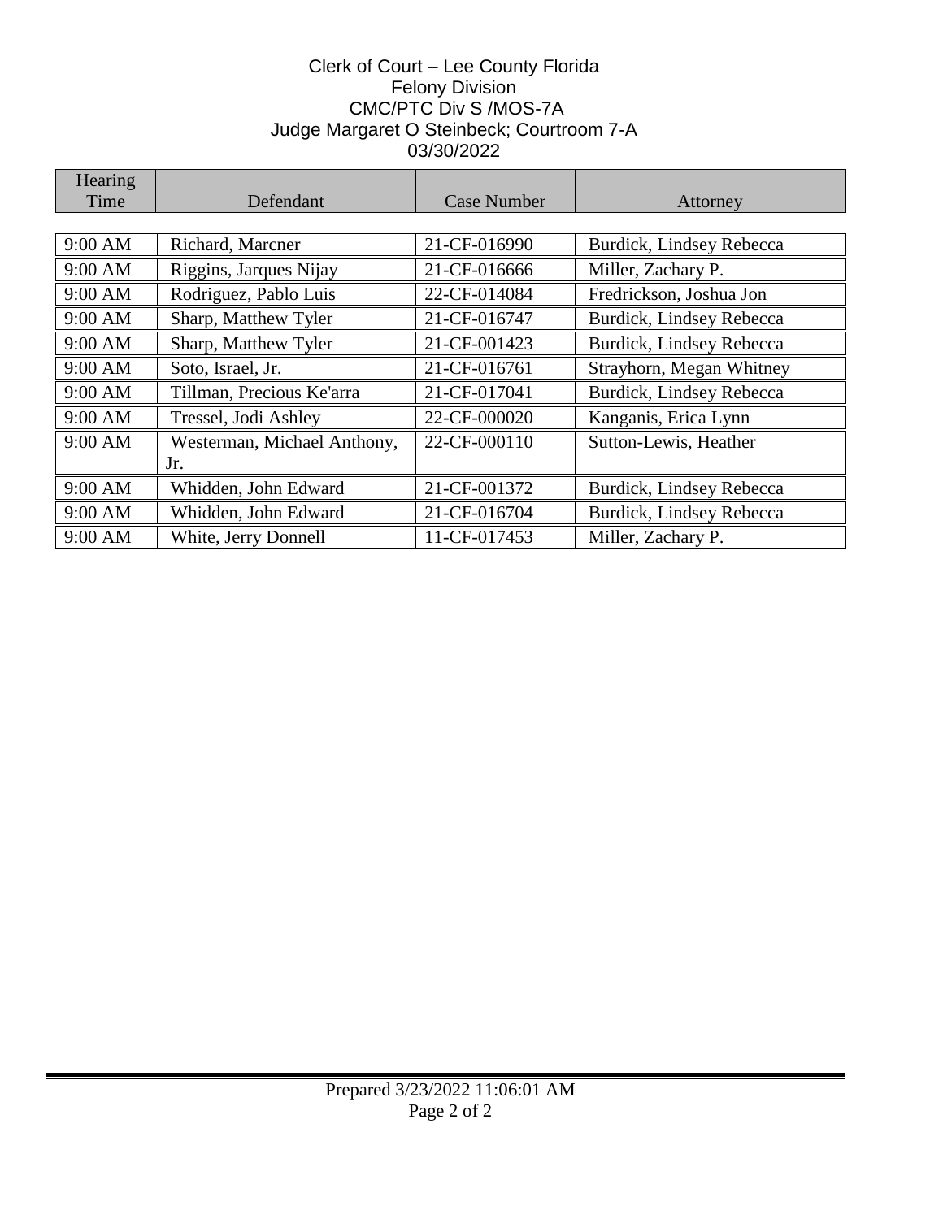Clerk of Court – Lee County Florida
Felony Division
CMC/PTC Div S /MOS-7A
Judge Margaret O Steinbeck; Courtroom 7-A
03/30/2022

| Hearing Time | Defendant | Case Number | Attorney |
|---|---|---|---|
| 9:00 AM | Richard, Marcner | 21-CF-016990 | Burdick, Lindsey Rebecca |
| 9:00 AM | Riggins, Jarques Nijay | 21-CF-016666 | Miller, Zachary P. |
| 9:00 AM | Rodriguez, Pablo Luis | 22-CF-014084 | Fredrickson, Joshua Jon |
| 9:00 AM | Sharp, Matthew Tyler | 21-CF-016747 | Burdick, Lindsey Rebecca |
| 9:00 AM | Sharp, Matthew Tyler | 21-CF-001423 | Burdick, Lindsey Rebecca |
| 9:00 AM | Soto, Israel, Jr. | 21-CF-016761 | Strayhorn, Megan Whitney |
| 9:00 AM | Tillman, Precious Ke'arra | 21-CF-017041 | Burdick, Lindsey Rebecca |
| 9:00 AM | Tressel, Jodi Ashley | 22-CF-000020 | Kanganis, Erica Lynn |
| 9:00 AM | Westerman, Michael Anthony, Jr. | 22-CF-000110 | Sutton-Lewis, Heather |
| 9:00 AM | Whidden, John Edward | 21-CF-001372 | Burdick, Lindsey Rebecca |
| 9:00 AM | Whidden, John Edward | 21-CF-016704 | Burdick, Lindsey Rebecca |
| 9:00 AM | White, Jerry Donnell | 11-CF-017453 | Miller, Zachary P. |

Prepared 3/23/2022 11:06:01 AM